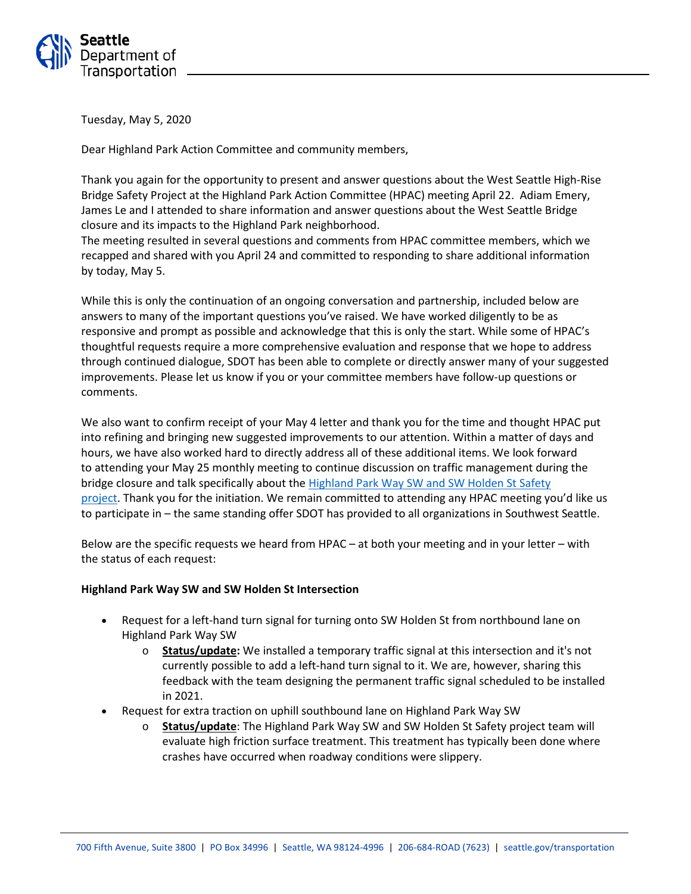Tuesday, May 5, 2020

Dear Highland Park Action Committee and community members,

Thank you again for the opportunity to present and answer questions about the West Seattle High-Rise Bridge Safety Project at the Highland Park Action Committee (HPAC) meeting April 22. Adiam Emery, James Le and I attended to share information and answer questions about the West Seattle Bridge closure and its impacts to the Highland Park neighborhood.
The meeting resulted in several questions and comments from HPAC committee members, which we recapped and shared with you April 24 and committed to responding to share additional information by today, May 5.

While this is only the continuation of an ongoing conversation and partnership, included below are answers to many of the important questions you've raised. We have worked diligently to be as responsive and prompt as possible and acknowledge that this is only the start. While some of HPAC's thoughtful requests require a more comprehensive evaluation and response that we hope to address through continued dialogue, SDOT has been able to complete or directly answer many of your suggested improvements. Please let us know if you or your committee members have follow-up questions or comments.

We also want to confirm receipt of your May 4 letter and thank you for the time and thought HPAC put into refining and bringing new suggested improvements to our attention. Within a matter of days and hours, we have also worked hard to directly address all of these additional items. We look forward to attending your May 25 monthly meeting to continue discussion on traffic management during the bridge closure and talk specifically about the [Highland Park Way SW and SW Holden St Safety project](). Thank you for the initiation. We remain committed to attending any HPAC meeting you'd like us to participate in – the same standing offer SDOT has provided to all organizations in Southwest Seattle.

Below are the specific requests we heard from HPAC – at both your meeting and in your letter – with the status of each request:

**Highland Park Way SW and SW Holden St Intersection**

- Request for a left-hand turn signal for turning onto SW Holden St from northbound lane on Highland Park Way SW
  - **<u>Status/update</u>:** We installed a temporary traffic signal at this intersection and it's not currently possible to add a left-hand turn signal to it. We are, however, sharing this feedback with the team designing the permanent traffic signal scheduled to be installed in 2021.
- Request for extra traction on uphill southbound lane on Highland Park Way SW
  - **<u>Status/update</u>**: The Highland Park Way SW and SW Holden St Safety project team will evaluate high friction surface treatment. This treatment has typically been done where crashes have occurred when roadway conditions were slippery.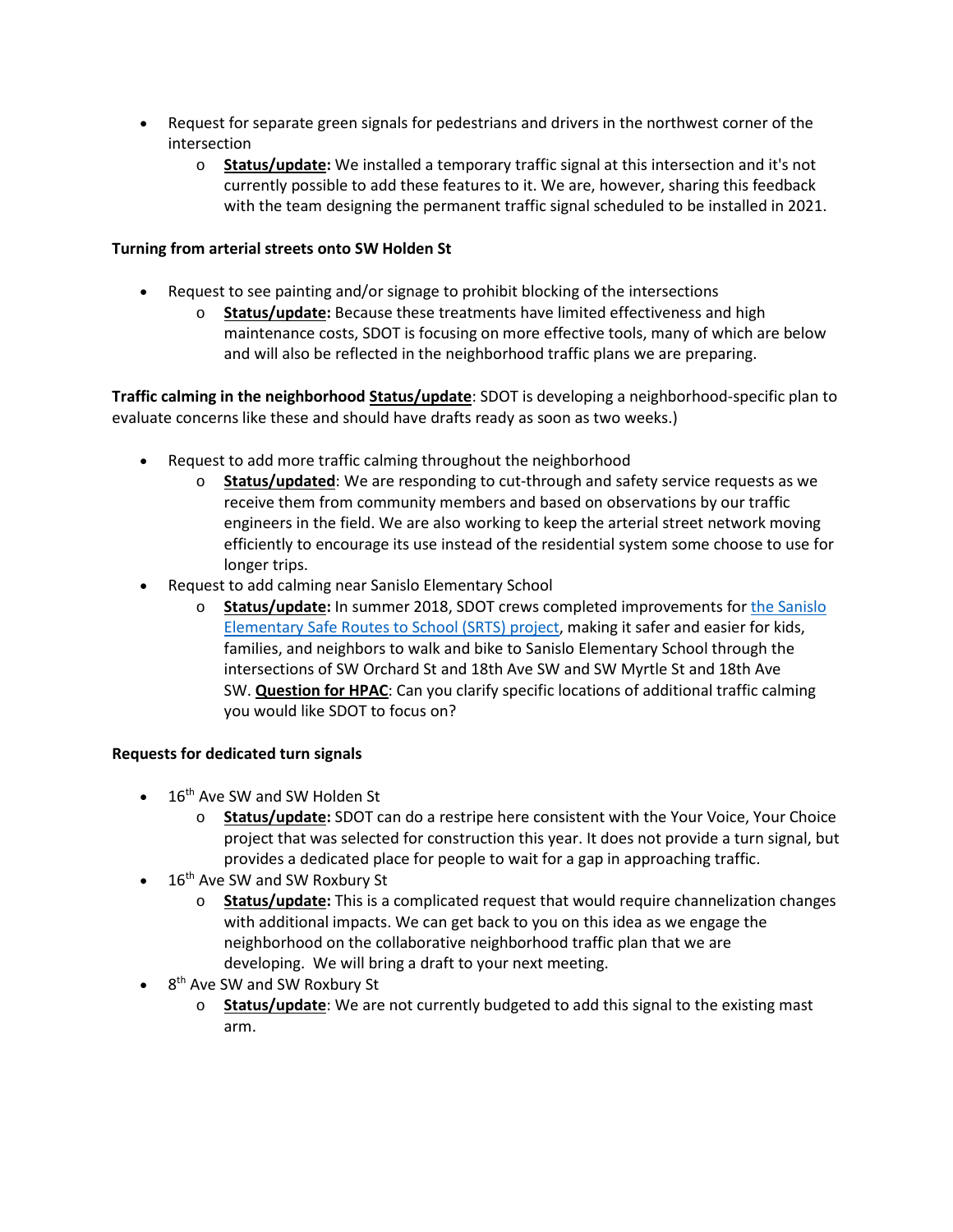- Request for separate green signals for pedestrians and drivers in the northwest corner of the intersection
    - **<u>Status/update</u>:** We installed a temporary traffic signal at this intersection and it's not currently possible to add these features to it. We are, however, sharing this feedback with the team designing the permanent traffic signal scheduled to be installed in 2021.

**Turning from arterial streets onto SW Holden St**

- Request to see painting and/or signage to prohibit blocking of the intersections
    - **<u>Status/update</u>:** Because these treatments have limited effectiveness and high maintenance costs, SDOT is focusing on more effective tools, many of which are below and will also be reflected in the neighborhood traffic plans we are preparing.

**Traffic calming in the neighborhood <u>Status/update</u>**: SDOT is developing a neighborhood-specific plan to evaluate concerns like these and should have drafts ready as soon as two weeks.)

- Request to add more traffic calming throughout the neighborhood
    - **<u>Status/updated</u>**: We are responding to cut-through and safety service requests as we receive them from community members and based on observations by our traffic engineers in the field. We are also working to keep the arterial street network moving efficiently to encourage its use instead of the residential system some choose to use for longer trips.
- Request to add calming near Sanislo Elementary School
    - **<u>Status/update</u>:** In summer 2018, SDOT crews completed improvements for [the Sanislo Elementary Safe Routes to School (SRTS) project](), making it safer and easier for kids, families, and neighbors to walk and bike to Sanislo Elementary School through the intersections of SW Orchard St and 18th Ave SW and SW Myrtle St and 18th Ave SW. **<u>Question for HPAC</u>**: Can you clarify specific locations of additional traffic calming you would like SDOT to focus on?

**Requests for dedicated turn signals**

- 16th Ave SW and SW Holden St
    - **<u>Status/update</u>:** SDOT can do a restripe here consistent with the Your Voice, Your Choice project that was selected for construction this year. It does not provide a turn signal, but provides a dedicated place for people to wait for a gap in approaching traffic.
- 16th Ave SW and SW Roxbury St
    - **<u>Status/update</u>:** This is a complicated request that would require channelization changes with additional impacts. We can get back to you on this idea as we engage the neighborhood on the collaborative neighborhood traffic plan that we are developing. We will bring a draft to your next meeting.
- 8th Ave SW and SW Roxbury St
    - **<u>Status/update</u>**: We are not currently budgeted to add this signal to the existing mast arm.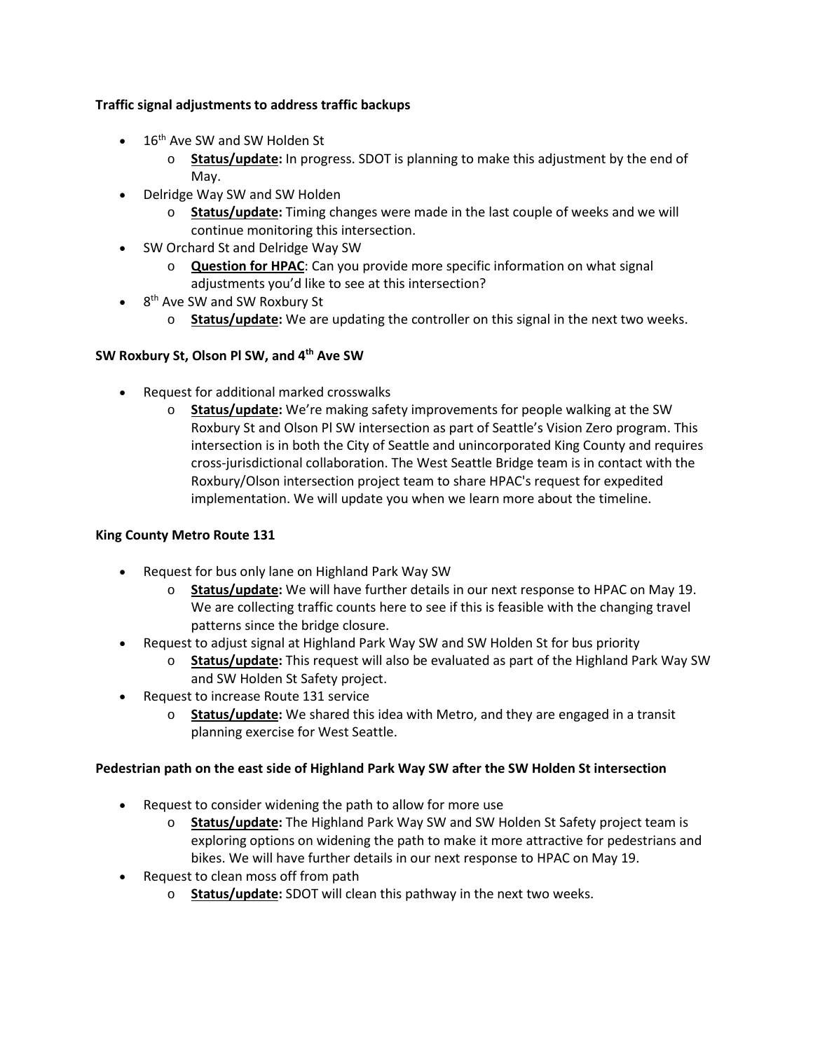**Traffic signal adjustments to address traffic backups**

- 16th Ave SW and SW Holden St
  - **Status/update:** In progress. SDOT is planning to make this adjustment by the end of May.
- Delridge Way SW and SW Holden
  - **Status/update:** Timing changes were made in the last couple of weeks and we will continue monitoring this intersection.
- SW Orchard St and Delridge Way SW
  - **Question for HPAC**: Can you provide more specific information on what signal adjustments you'd like to see at this intersection?
- 8th Ave SW and SW Roxbury St
  - **Status/update:** We are updating the controller on this signal in the next two weeks.

**SW Roxbury St, Olson Pl SW, and 4th Ave SW**

- Request for additional marked crosswalks
  - **Status/update:** We're making safety improvements for people walking at the SW Roxbury St and Olson Pl SW intersection as part of Seattle's Vision Zero program. This intersection is in both the City of Seattle and unincorporated King County and requires cross-jurisdictional collaboration. The West Seattle Bridge team is in contact with the Roxbury/Olson intersection project team to share HPAC's request for expedited implementation. We will update you when we learn more about the timeline.

**King County Metro Route 131**

- Request for bus only lane on Highland Park Way SW
  - **Status/update:** We will have further details in our next response to HPAC on May 19. We are collecting traffic counts here to see if this is feasible with the changing travel patterns since the bridge closure.
- Request to adjust signal at Highland Park Way SW and SW Holden St for bus priority
  - **Status/update:** This request will also be evaluated as part of the Highland Park Way SW and SW Holden St Safety project.
- Request to increase Route 131 service
  - **Status/update:** We shared this idea with Metro, and they are engaged in a transit planning exercise for West Seattle.

**Pedestrian path on the east side of Highland Park Way SW after the SW Holden St intersection**

- Request to consider widening the path to allow for more use
  - **Status/update:** The Highland Park Way SW and SW Holden St Safety project team is exploring options on widening the path to make it more attractive for pedestrians and bikes. We will have further details in our next response to HPAC on May 19.
- Request to clean moss off from path
  - **Status/update:** SDOT will clean this pathway in the next two weeks.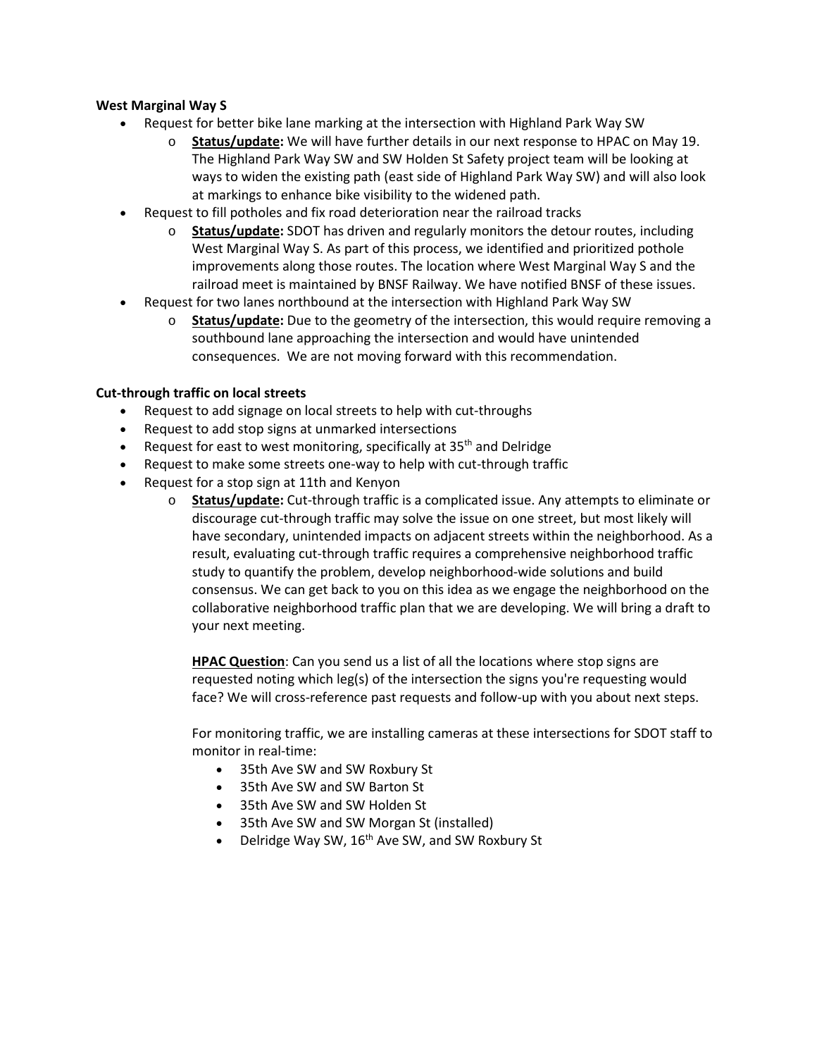**West Marginal Way S**

- Request for better bike lane marking at the intersection with Highland Park Way SW
  - **Status/update:** We will have further details in our next response to HPAC on May 19. The Highland Park Way SW and SW Holden St Safety project team will be looking at ways to widen the existing path (east side of Highland Park Way SW) and will also look at markings to enhance bike visibility to the widened path.
- Request to fill potholes and fix road deterioration near the railroad tracks
  - **Status/update:** SDOT has driven and regularly monitors the detour routes, including West Marginal Way S. As part of this process, we identified and prioritized pothole improvements along those routes. The location where West Marginal Way S and the railroad meet is maintained by BNSF Railway. We have notified BNSF of these issues.
- Request for two lanes northbound at the intersection with Highland Park Way SW
  - **Status/update:** Due to the geometry of the intersection, this would require removing a southbound lane approaching the intersection and would have unintended consequences. We are not moving forward with this recommendation.

**Cut-through traffic on local streets**

- Request to add signage on local streets to help with cut-throughs
- Request to add stop signs at unmarked intersections
- Request for east to west monitoring, specifically at 35th and Delridge
- Request to make some streets one-way to help with cut-through traffic
- Request for a stop sign at 11th and Kenyon
  - **Status/update:** Cut-through traffic is a complicated issue. Any attempts to eliminate or discourage cut-through traffic may solve the issue on one street, but most likely will have secondary, unintended impacts on adjacent streets within the neighborhood. As a result, evaluating cut-through traffic requires a comprehensive neighborhood traffic study to quantify the problem, develop neighborhood-wide solutions and build consensus. We can get back to you on this idea as we engage the neighborhood on the collaborative neighborhood traffic plan that we are developing. We will bring a draft to your next meeting.

    **HPAC Question**: Can you send us a list of all the locations where stop signs are requested noting which leg(s) of the intersection the signs you're requesting would face? We will cross-reference past requests and follow-up with you about next steps.

    For monitoring traffic, we are installing cameras at these intersections for SDOT staff to monitor in real-time:

    - 35th Ave SW and SW Roxbury St
    - 35th Ave SW and SW Barton St
    - 35th Ave SW and SW Holden St
    - 35th Ave SW and SW Morgan St (installed)
    - Delridge Way SW, 16th Ave SW, and SW Roxbury St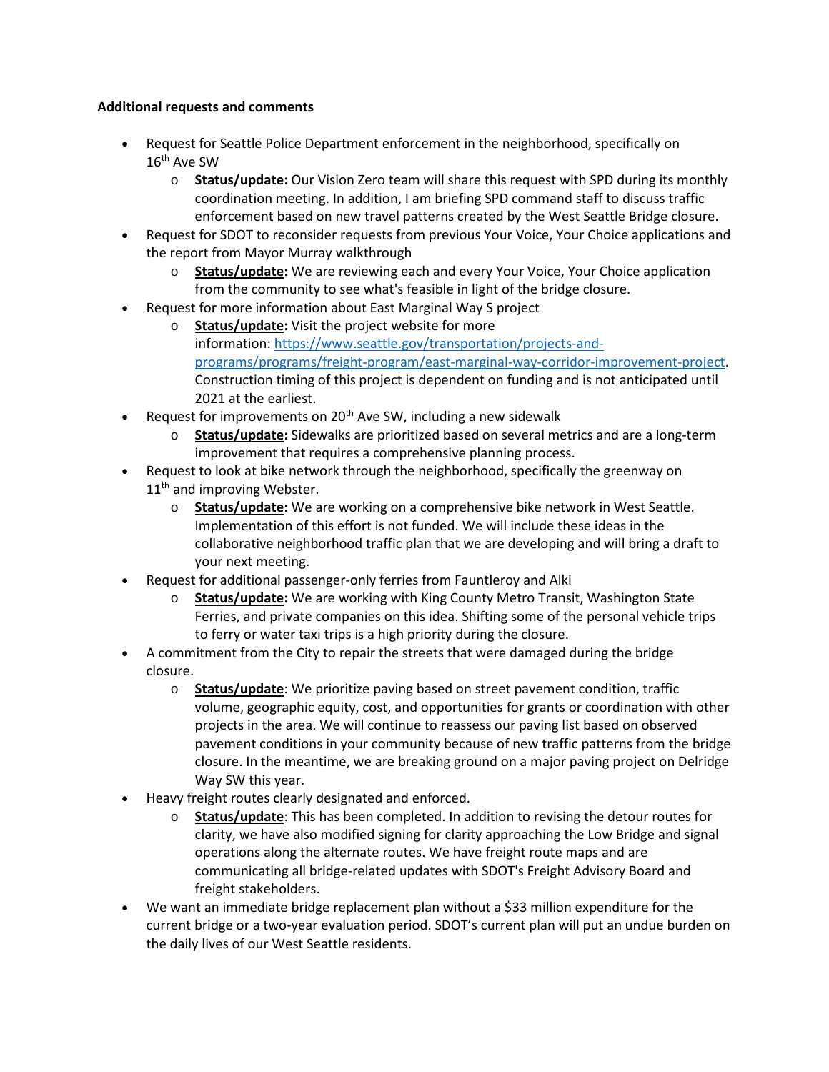**Additional requests and comments**

- Request for Seattle Police Department enforcement in the neighborhood, specifically on 16th Ave SW
  - **Status/update:** Our Vision Zero team will share this request with SPD during its monthly coordination meeting. In addition, I am briefing SPD command staff to discuss traffic enforcement based on new travel patterns created by the West Seattle Bridge closure.
- Request for SDOT to reconsider requests from previous Your Voice, Your Choice applications and the report from Mayor Murray walkthrough
  - **Status/update:** We are reviewing each and every Your Voice, Your Choice application from the community to see what's feasible in light of the bridge closure.
- Request for more information about East Marginal Way S project
  - **Status/update:** Visit the project website for more information: [https://www.seattle.gov/transportation/projects-and-programs/programs/freight-program/east-marginal-way-corridor-improvement-project](https://www.seattle.gov/transportation/projects-and-programs/programs/freight-program/east-marginal-way-corridor-improvement-project). Construction timing of this project is dependent on funding and is not anticipated until 2021 at the earliest.
- Request for improvements on 20th Ave SW, including a new sidewalk
  - **Status/update:** Sidewalks are prioritized based on several metrics and are a long-term improvement that requires a comprehensive planning process.
- Request to look at bike network through the neighborhood, specifically the greenway on 11th and improving Webster.
  - **Status/update:** We are working on a comprehensive bike network in West Seattle. Implementation of this effort is not funded. We will include these ideas in the collaborative neighborhood traffic plan that we are developing and will bring a draft to your next meeting.
- Request for additional passenger-only ferries from Fauntleroy and Alki
  - **Status/update:** We are working with King County Metro Transit, Washington State Ferries, and private companies on this idea. Shifting some of the personal vehicle trips to ferry or water taxi trips is a high priority during the closure.
- A commitment from the City to repair the streets that were damaged during the bridge closure.
  - **Status/update**: We prioritize paving based on street pavement condition, traffic volume, geographic equity, cost, and opportunities for grants or coordination with other projects in the area. We will continue to reassess our paving list based on observed pavement conditions in your community because of new traffic patterns from the bridge closure. In the meantime, we are breaking ground on a major paving project on Delridge Way SW this year.
- Heavy freight routes clearly designated and enforced.
  - **Status/update**: This has been completed. In addition to revising the detour routes for clarity, we have also modified signing for clarity approaching the Low Bridge and signal operations along the alternate routes. We have freight route maps and are communicating all bridge-related updates with SDOT's Freight Advisory Board and freight stakeholders.
- We want an immediate bridge replacement plan without a $33 million expenditure for the current bridge or a two-year evaluation period. SDOT's current plan will put an undue burden on the daily lives of our West Seattle residents.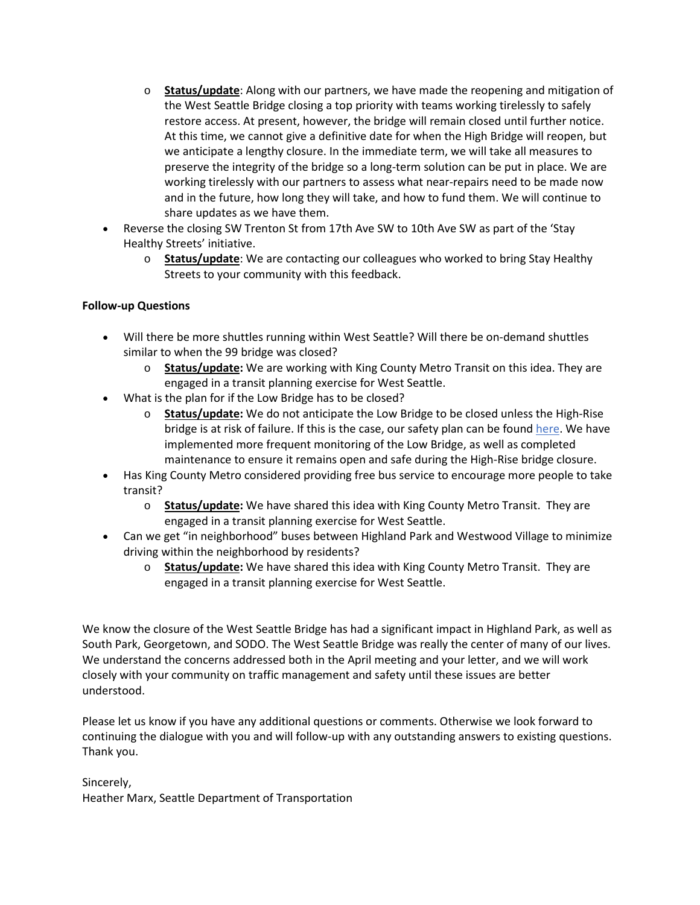- **Status/update**: Along with our partners, we have made the reopening and mitigation of the West Seattle Bridge closing a top priority with teams working tirelessly to safely restore access. At present, however, the bridge will remain closed until further notice. At this time, we cannot give a definitive date for when the High Bridge will reopen, but we anticipate a lengthy closure. In the immediate term, we will take all measures to preserve the integrity of the bridge so a long-term solution can be put in place. We are working tirelessly with our partners to assess what near-repairs need to be made now and in the future, how long they will take, and how to fund them. We will continue to share updates as we have them.

- Reverse the closing SW Trenton St from 17th Ave SW to 10th Ave SW as part of the 'Stay Healthy Streets' initiative.
  - **Status/update**: We are contacting our colleagues who worked to bring Stay Healthy Streets to your community with this feedback.

**Follow-up Questions**

- Will there be more shuttles running within West Seattle? Will there be on-demand shuttles similar to when the 99 bridge was closed?
  - **Status/update:** We are working with King County Metro Transit on this idea. They are engaged in a transit planning exercise for West Seattle.
- What is the plan for if the Low Bridge has to be closed?
  - **Status/update:** We do not anticipate the Low Bridge to be closed unless the High-Rise bridge is at risk of failure. If this is the case, our safety plan can be found here. We have implemented more frequent monitoring of the Low Bridge, as well as completed maintenance to ensure it remains open and safe during the High-Rise bridge closure.
- Has King County Metro considered providing free bus service to encourage more people to take transit?
  - **Status/update:** We have shared this idea with King County Metro Transit. They are engaged in a transit planning exercise for West Seattle.
- Can we get "in neighborhood" buses between Highland Park and Westwood Village to minimize driving within the neighborhood by residents?
  - **Status/update:** We have shared this idea with King County Metro Transit. They are engaged in a transit planning exercise for West Seattle.

We know the closure of the West Seattle Bridge has had a significant impact in Highland Park, as well as South Park, Georgetown, and SODO. The West Seattle Bridge was really the center of many of our lives. We understand the concerns addressed both in the April meeting and your letter, and we will work closely with your community on traffic management and safety until these issues are better understood.

Please let us know if you have any additional questions or comments. Otherwise we look forward to continuing the dialogue with you and will follow-up with any outstanding answers to existing questions. Thank you.

Sincerely,
Heather Marx, Seattle Department of Transportation